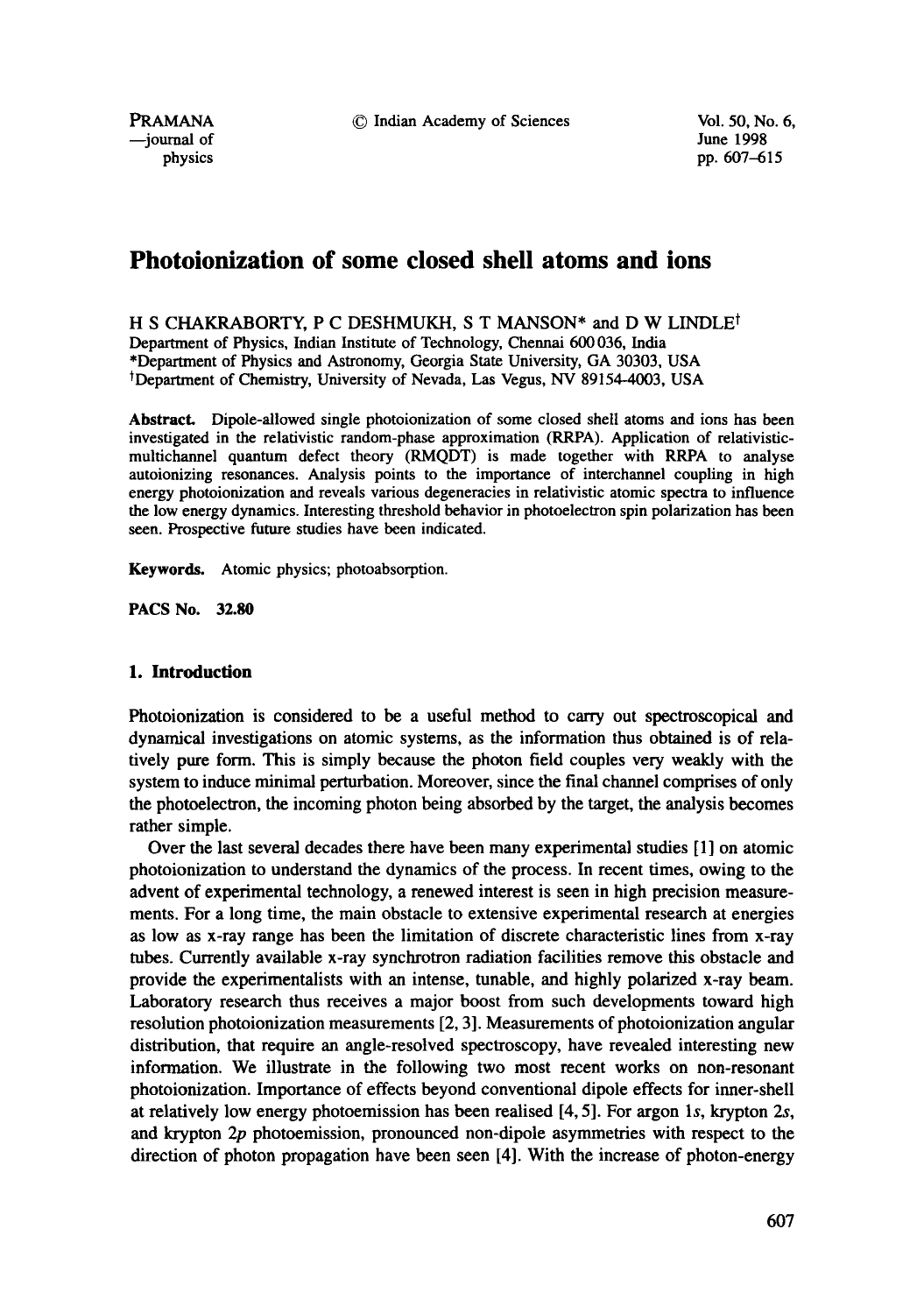# Photoionization of some closed shell atoms and ions

H S CHAKRABORTY, P C DESHMUKH, S T MANSON* and D W LINDLE†

Department of Physics, Indian Institute of Technology, Chennai 600 036, India

*Department of Physics and Astronomy, Georgia State University, GA 30303, USA

†Department of Chemistry, University of Nevada, Las Vegus, NV 89154-4003, USA

**Abstract.** Dipole-allowed single photoionization of some closed shell atoms and ions has been investigated in the relativistic random-phase approximation (RRPA). Application of relativistic-multichannel quantum defect theory (RMQDT) is made together with RRPA to analyse autoionizing resonances. Analysis points to the importance of interchannel coupling in high energy photoionization and reveals various degeneracies in relativistic atomic spectra to influence the low energy dynamics. Interesting threshold behavior in photoelectron spin polarization has been seen. Prospective future studies have been indicated.

**Keywords.** Atomic physics; photoabsorption.

**PACS No. 32.80**

## 1. Introduction

Photoionization is considered to be a useful method to carry out spectroscopical and dynamical investigations on atomic systems, as the information thus obtained is of relatively pure form. This is simply because the photon field couples very weakly with the system to induce minimal perturbation. Moreover, since the final channel comprises of only the photoelectron, the incoming photon being absorbed by the target, the analysis becomes rather simple.

Over the last several decades there have been many experimental studies [1] on atomic photoionization to understand the dynamics of the process. In recent times, owing to the advent of experimental technology, a renewed interest is seen in high precision measurements. For a long time, the main obstacle to extensive experimental research at energies as low as x-ray range has been the limitation of discrete characteristic lines from x-ray tubes. Currently available x-ray synchrotron radiation facilities remove this obstacle and provide the experimentalists with an intense, tunable, and highly polarized x-ray beam. Laboratory research thus receives a major boost from such developments toward high resolution photoionization measurements [2, 3]. Measurements of photoionization angular distribution, that require an angle-resolved spectroscopy, have revealed interesting new information. We illustrate in the following two most recent works on non-resonant photoionization. Importance of effects beyond conventional dipole effects for inner-shell at relatively low energy photoemission has been realised [4, 5]. For argon $1s$, krypton $2s$, and krypton $2p$ photoemission, pronounced non-dipole asymmetries with respect to the direction of photon propagation have been seen [4]. With the increase of photon-energy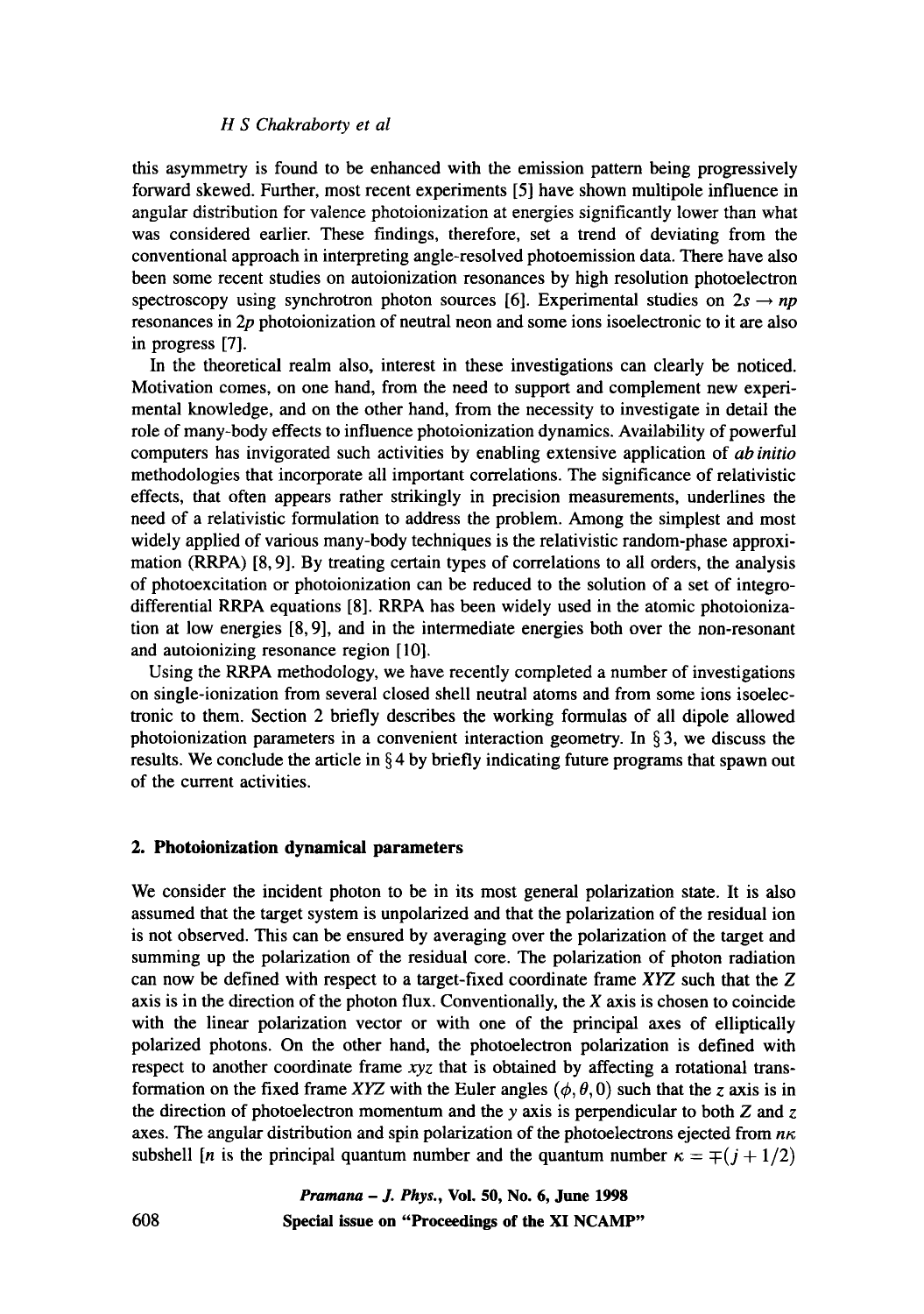this asymmetry is found to be enhanced with the emission pattern being progressively forward skewed. Further, most recent experiments [5] have shown multipole influence in angular distribution for valence photoionization at energies significantly lower than what was considered earlier. These findings, therefore, set a trend of deviating from the conventional approach in interpreting angle-resolved photoemission data. There have also been some recent studies on autoionization resonances by high resolution photoelectron spectroscopy using synchrotron photon sources [6]. Experimental studies on $2s \rightarrow np$ resonances in $2p$ photoionization of neutral neon and some ions isoelectronic to it are also in progress [7].

In the theoretical realm also, interest in these investigations can clearly be noticed. Motivation comes, on one hand, from the need to support and complement new experimental knowledge, and on the other hand, from the necessity to investigate in detail the role of many-body effects to influence photoionization dynamics. Availability of powerful computers has invigorated such activities by enabling extensive application of *ab initio* methodologies that incorporate all important correlations. The significance of relativistic effects, that often appears rather strikingly in precision measurements, underlines the need of a relativistic formulation to address the problem. Among the simplest and most widely applied of various many-body techniques is the relativistic random-phase approximation (RRPA) [8, 9]. By treating certain types of correlations to all orders, the analysis of photoexcitation or photoionization can be reduced to the solution of a set of integro-differential RRPA equations [8]. RRPA has been widely used in the atomic photoionization at low energies [8, 9], and in the intermediate energies both over the non-resonant and autoionizing resonance region [10].

Using the RRPA methodology, we have recently completed a number of investigations on single-ionization from several closed shell neutral atoms and from some ions isoelectronic to them. Section 2 briefly describes the working formulas of all dipole allowed photoionization parameters in a convenient interaction geometry. In § 3, we discuss the results. We conclude the article in § 4 by briefly indicating future programs that spawn out of the current activities.

## 2. Photoionization dynamical parameters

We consider the incident photon to be in its most general polarization state. It is also assumed that the target system is unpolarized and that the polarization of the residual ion is not observed. This can be ensured by averaging over the polarization of the target and summing up the polarization of the residual core. The polarization of photon radiation can now be defined with respect to a target-fixed coordinate frame $XYZ$ such that the $Z$ axis is in the direction of the photon flux. Conventionally, the $X$ axis is chosen to coincide with the linear polarization vector or with one of the principal axes of elliptically polarized photons. On the other hand, the photoelectron polarization is defined with respect to another coordinate frame $xyz$ that is obtained by affecting a rotational transformation on the fixed frame $XYZ$ with the Euler angles $(\phi, \theta, 0)$ such that the $z$ axis is in the direction of photoelectron momentum and the $y$ axis is perpendicular to both $Z$ and $z$ axes. The angular distribution and spin polarization of the photoelectrons ejected from $n\kappa$ subshell [$n$ is the principal quantum number and the quantum number $\kappa = \mp(j + 1/2)$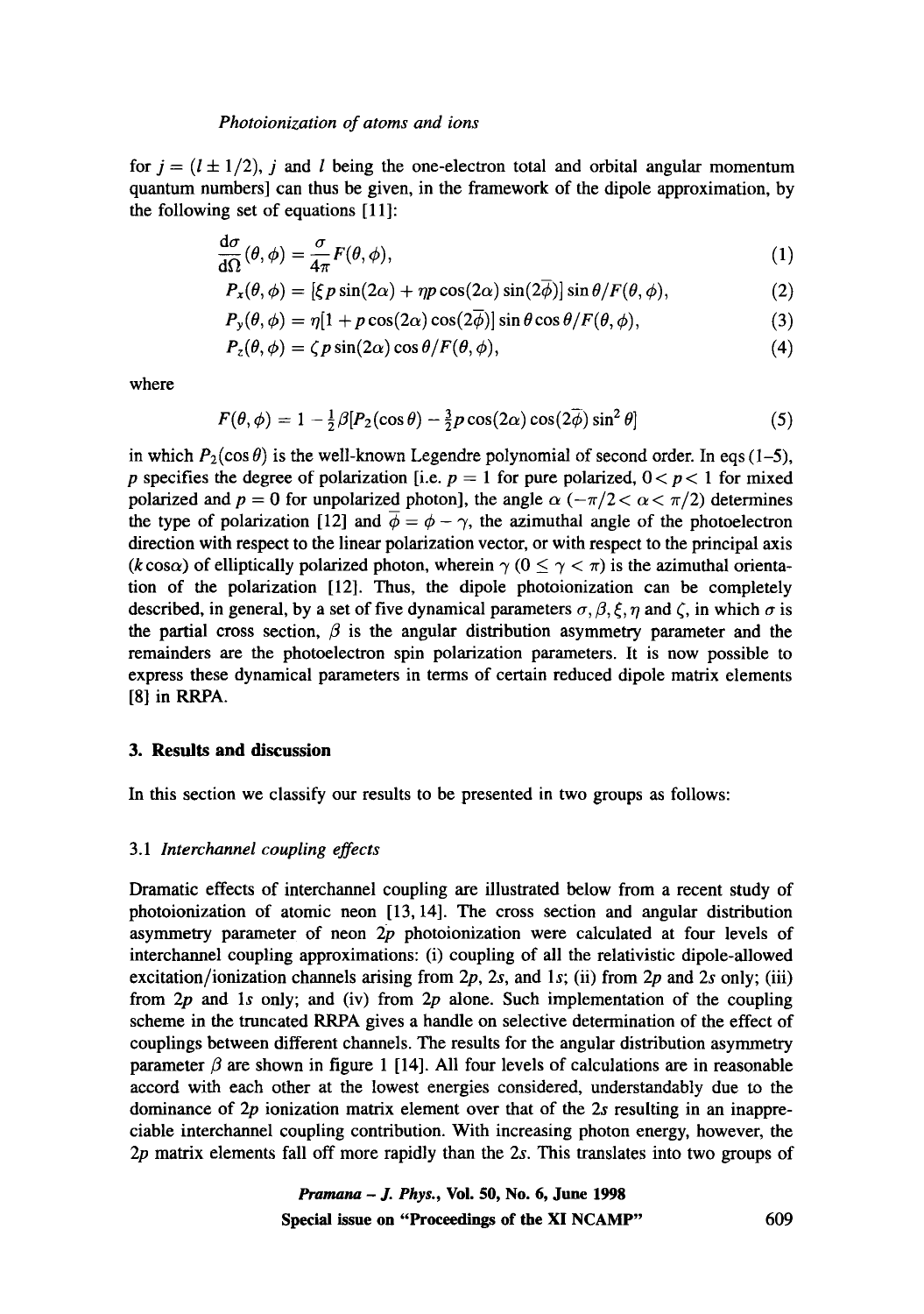for $j = (l \pm 1/2)$, $j$ and $l$ being the one-electron total and orbital angular momentum quantum numbers] can thus be given, in the framework of the dipole approximation, by the following set of equations [11]:

$$\frac{\mathrm{d}\sigma}{\mathrm{d}\Omega}(\theta, \phi) = \frac{\sigma}{4\pi} F(\theta, \phi), \tag{1}$$

$$P_x(\theta, \phi) = [\xi p \sin(2\alpha) + \eta p \cos(2\alpha) \sin(2\bar{\phi})] \sin\theta / F(\theta, \phi), \tag{2}$$

$$P_y(\theta, \phi) = \eta [1 + p \cos(2\alpha) \cos(2\bar{\phi})] \sin\theta \cos\theta / F(\theta, \phi), \tag{3}$$

$$P_z(\theta, \phi) = \zeta p \sin(2\alpha) \cos\theta / F(\theta, \phi), \tag{4}$$

where

$$F(\theta, \phi) = 1 - \tfrac{1}{2}\beta[P_2(\cos\theta) - \tfrac{3}{2} p \cos(2\alpha) \cos(2\bar{\phi}) \sin^2\theta] \tag{5}$$

in which $P_2(\cos\theta)$ is the well-known Legendre polynomial of second order. In eqs (1–5), $p$ specifies the degree of polarization [i.e. $p = 1$ for pure polarized, $0 < p < 1$ for mixed polarized and $p = 0$ for unpolarized photon], the angle $\alpha$ ($-\pi/2 < \alpha < \pi/2$) determines the type of polarization [12] and $\bar{\phi} = \phi - \gamma$, the azimuthal angle of the photoelectron direction with respect to the linear polarization vector, or with respect to the principal axis ($k \cos\alpha$) of elliptically polarized photon, wherein $\gamma$ ($0 \leq \gamma < \pi$) is the azimuthal orientation of the polarization [12]. Thus, the dipole photoionization can be completely described, in general, by a set of five dynamical parameters $\sigma, \beta, \xi, \eta$ and $\zeta$, in which $\sigma$ is the partial cross section, $\beta$ is the angular distribution asymmetry parameter and the remainders are the photoelectron spin polarization parameters. It is now possible to express these dynamical parameters in terms of certain reduced dipole matrix elements [8] in RRPA.

## 3. Results and discussion

In this section we classify our results to be presented in two groups as follows:

### 3.1 *Interchannel coupling effects*

Dramatic effects of interchannel coupling are illustrated below from a recent study of photoionization of atomic neon [13, 14]. The cross section and angular distribution asymmetry parameter of neon $2p$ photoionization were calculated at four levels of interchannel coupling approximations: (i) coupling of all the relativistic dipole-allowed excitation/ionization channels arising from $2p$, $2s$, and $1s$; (ii) from $2p$ and $2s$ only; (iii) from $2p$ and $1s$ only; and (iv) from $2p$ alone. Such implementation of the coupling scheme in the truncated RRPA gives a handle on selective determination of the effect of couplings between different channels. The results for the angular distribution asymmetry parameter $\beta$ are shown in figure 1 [14]. All four levels of calculations are in reasonable accord with each other at the lowest energies considered, understandably due to the dominance of $2p$ ionization matrix element over that of the $2s$ resulting in an inappreciable interchannel coupling contribution. With increasing photon energy, however, the $2p$ matrix elements fall off more rapidly than the $2s$. This translates into two groups of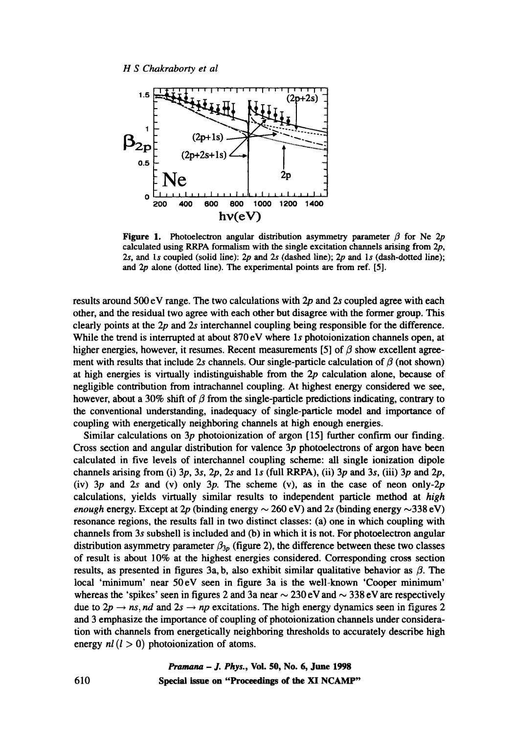**Figure 1.** Photoelectron angular distribution asymmetry parameter $\beta$ for Ne $2p$ calculated using RRPA formalism with the single excitation channels arising from $2p$, $2s$, and $1s$ coupled (solid line): $2p$ and $2s$ (dashed line); $2p$ and $1s$ (dash-dotted line); and $2p$ alone (dotted line). The experimental points are from ref. [5].

results around 500 eV range. The two calculations with $2p$ and $2s$ coupled agree with each other, and the residual two agree with each other but disagree with the former group. This clearly points at the $2p$ and $2s$ interchannel coupling being responsible for the difference. While the trend is interrupted at about 870 eV where $1s$ photoionization channels open, at higher energies, however, it resumes. Recent measurements [5] of $\beta$ show excellent agreement with results that include $2s$ channels. Our single-particle calculation of $\beta$ (not shown) at high energies is virtually indistinguishable from the $2p$ calculation alone, because of negligible contribution from intrachannel coupling. At highest energy considered we see, however, about a 30% shift of $\beta$ from the single-particle predictions indicating, contrary to the conventional understanding, inadequacy of single-particle model and importance of coupling with energetically neighboring channels at high enough energies.

Similar calculations on $3p$ photoionization of argon [15] further confirm our finding. Cross section and angular distribution for valence $3p$ photoelectrons of argon have been calculated in five levels of interchannel coupling scheme: all single ionization dipole channels arising from (i) $3p$, $3s$, $2p$, $2s$ and $1s$ (full RRPA), (ii) $3p$ and $3s$, (iii) $3p$ and $2p$, (iv) $3p$ and $2s$ and (v) only $3p$. The scheme (v), as in the case of neon only-$2p$ calculations, yields virtually similar results to independent particle method at *high enough* energy. Except at $2p$ (binding energy $\sim 260$ eV) and $2s$ (binding energy $\sim$338 eV) resonance regions, the results fall in two distinct classes: (a) one in which coupling with channels from $3s$ subshell is included and (b) in which it is not. For photoelectron angular distribution asymmetry parameter $\beta_{3p}$ (figure 2), the difference between these two classes of result is about 10% at the highest energies considered. Corresponding cross section results, as presented in figures 3a, b, also exhibit similar qualitative behavior as $\beta$. The local 'minimum' near 50 eV seen in figure 3a is the well-known 'Cooper minimum' whereas the 'spikes' seen in figures 2 and 3a near $\sim 230$ eV and $\sim 338$ eV are respectively due to $2p \rightarrow ns, nd$ and $2s \rightarrow np$ excitations. The high energy dynamics seen in figures 2 and 3 emphasize the importance of coupling of photoionization channels under consideration with channels from energetically neighboring thresholds to accurately describe high energy $nl\,(l > 0)$ photoionization of atoms.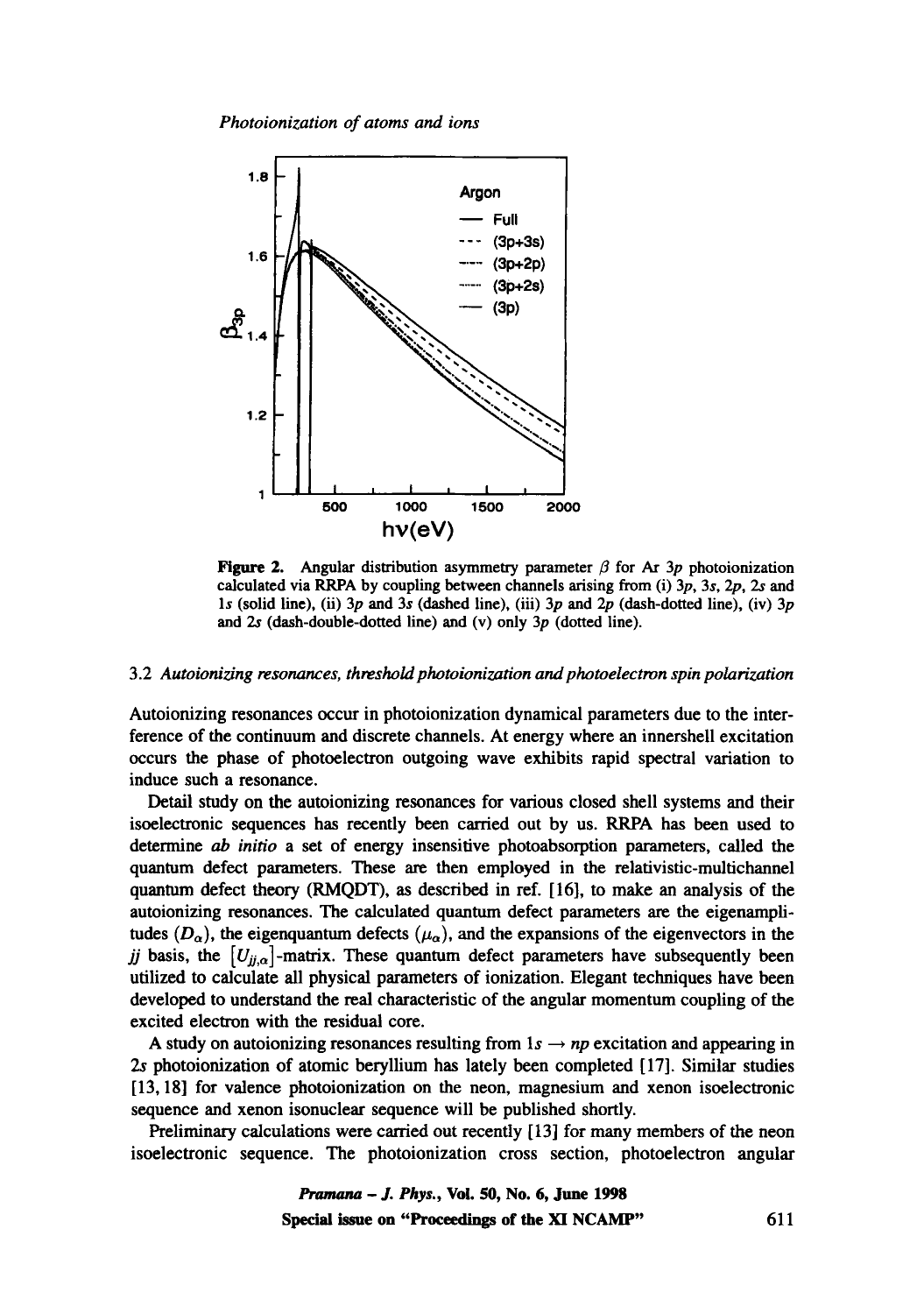**Figure 2.** Angular distribution asymmetry parameter $\beta$ for Ar $3p$ photoionization calculated via RRPA by coupling between channels arising from (i) $3p$, $3s$, $2p$, $2s$ and $1s$ (solid line), (ii) $3p$ and $3s$ (dashed line), (iii) $3p$ and $2p$ (dash-dotted line), (iv) $3p$ and $2s$ (dash-double-dotted line) and (v) only $3p$ (dotted line).

### 3.2 *Autoionizing resonances, threshold photoionization and photoelectron spin polarization*

Autoionizing resonances occur in photoionization dynamical parameters due to the interference of the continuum and discrete channels. At energy where an innershell excitation occurs the phase of photoelectron outgoing wave exhibits rapid spectral variation to induce such a resonance.

Detail study on the autoionizing resonances for various closed shell systems and their isoelectronic sequences has recently been carried out by us. RRPA has been used to determine *ab initio* a set of energy insensitive photoabsorption parameters, called the quantum defect parameters. These are then employed in the relativistic-multichannel quantum defect theory (RMQDT), as described in ref. [16], to make an analysis of the autoionizing resonances. The calculated quantum defect parameters are the eigenamplitudes ($D_\alpha$), the eigenquantum defects ($\mu_\alpha$), and the expansions of the eigenvectors in the *jj* basis, the $[U_{jj,\alpha}]$-matrix. These quantum defect parameters have subsequently been utilized to calculate all physical parameters of ionization. Elegant techniques have been developed to understand the real characteristic of the angular momentum coupling of the excited electron with the residual core.

A study on autoionizing resonances resulting from $1s \rightarrow np$ excitation and appearing in $2s$ photoionization of atomic beryllium has lately been completed [17]. Similar studies [13, 18] for valence photoionization on the neon, magnesium and xenon isoelectronic sequence and xenon isonuclear sequence will be published shortly.

Preliminary calculations were carried out recently [13] for many members of the neon isoelectronic sequence. The photoionization cross section, photoelectron angular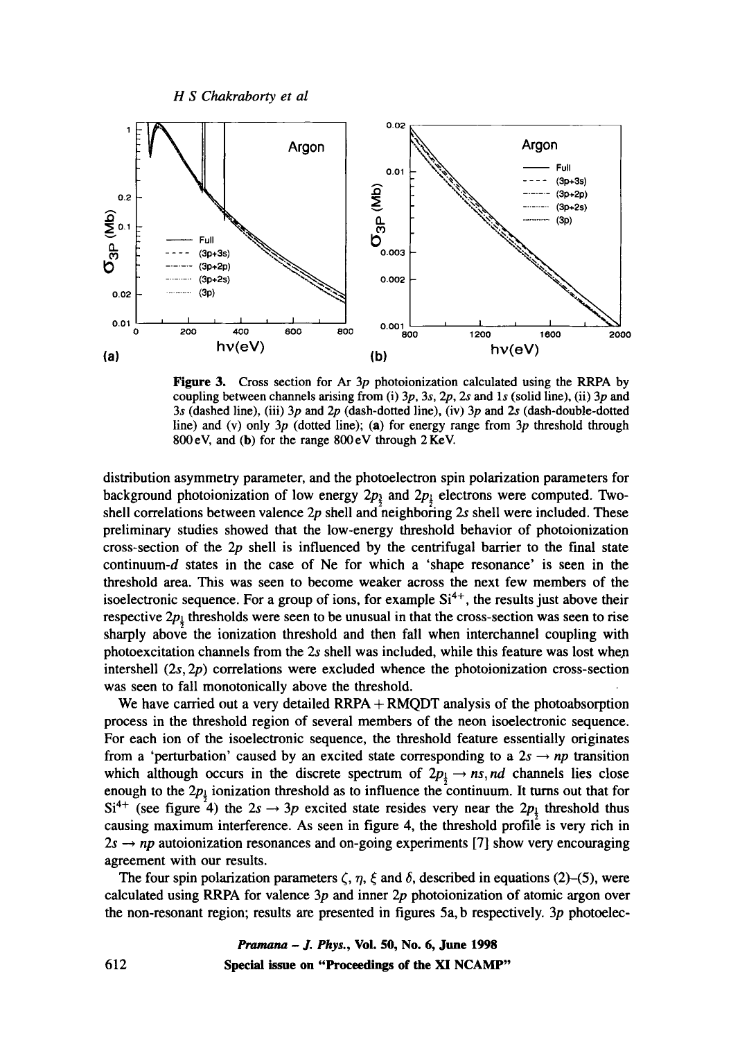**Figure 3.** Cross section for Ar $3p$ photoionization calculated using the RRPA by coupling between channels arising from (i) $3p$, $3s$, $2p$, $2s$ and $1s$ (solid line), (ii) $3p$ and $3s$ (dashed line), (iii) $3p$ and $2p$ (dash-dotted line), (iv) $3p$ and $2s$ (dash-double-dotted line) and (v) only $3p$ (dotted line); (**a**) for energy range from $3p$ threshold through 800 eV, and (**b**) for the range 800 eV through 2 KeV.

distribution asymmetry parameter, and the photoelectron spin polarization parameters for background photoionization of low energy $2p_{\frac{3}{2}}$ and $2p_{\frac{1}{2}}$ electrons were computed. Two-shell correlations between valence $2p$ shell and neighboring $2s$ shell were included. These preliminary studies showed that the low-energy threshold behavior of photoionization cross-section of the $2p$ shell is influenced by the centrifugal barrier to the final state continuum-$d$ states in the case of Ne for which a 'shape resonance' is seen in the threshold area. This was seen to become weaker across the next few members of the isoelectronic sequence. For a group of ions, for example $Si^{4+}$, the results just above their respective $2p_{\frac{1}{2}}$ thresholds were seen to be unusual in that the cross-section was seen to rise sharply above the ionization threshold and then fall when interchannel coupling with photoexcitation channels from the $2s$ shell was included, while this feature was lost when intershell $(2s, 2p)$ correlations were excluded whence the photoionization cross-section was seen to fall monotonically above the threshold.

We have carried out a very detailed RRPA + RMQDT analysis of the photoabsorption process in the threshold region of several members of the neon isoelectronic sequence. For each ion of the isoelectronic sequence, the threshold feature essentially originates from a 'perturbation' caused by an excited state corresponding to a $2s \rightarrow np$ transition which although occurs in the discrete spectrum of $2p_{\frac{1}{2}} \rightarrow ns, nd$ channels lies close enough to the $2p_{\frac{1}{2}}$ ionization threshold as to influence the continuum. It turns out that for $Si^{4+}$ (see figure 4) the $2s \rightarrow 3p$ excited state resides very near the $2p_{\frac{1}{2}}$ threshold thus causing maximum interference. As seen in figure 4, the threshold profile is very rich in $2s \rightarrow np$ autoionization resonances and on-going experiments [7] show very encouraging agreement with our results.

The four spin polarization parameters $\zeta$, $\eta$, $\xi$ and $\delta$, described in equations (2)–(5), were calculated using RRPA for valence $3p$ and inner $2p$ photoionization of atomic argon over the non-resonant region; results are presented in figures 5a, b respectively. $3p$ photoelec-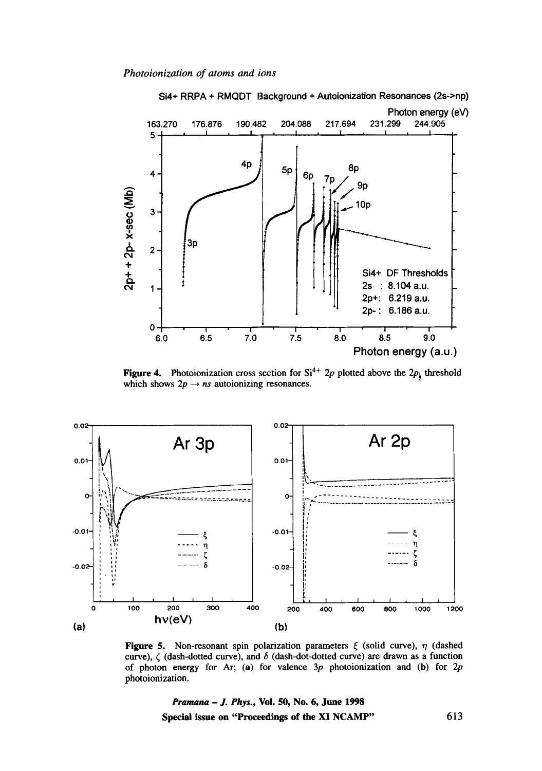**Figure 4.** Photoionization cross section for $Si^{4+}$ $2p$ plotted above the $2p_{\frac{1}{2}}$ threshold which shows $2p \rightarrow ns$ autoionizing resonances.

**Figure 5.** Non-resonant spin polarization parameters $\xi$ (solid curve), $\eta$ (dashed curve), $\zeta$ (dash-dotted curve), and $\delta$ (dash-dot-dotted curve) are drawn as a function of photon energy for Ar; (**a**) for valence $3p$ photoionization and (**b**) for $2p$ photoionization.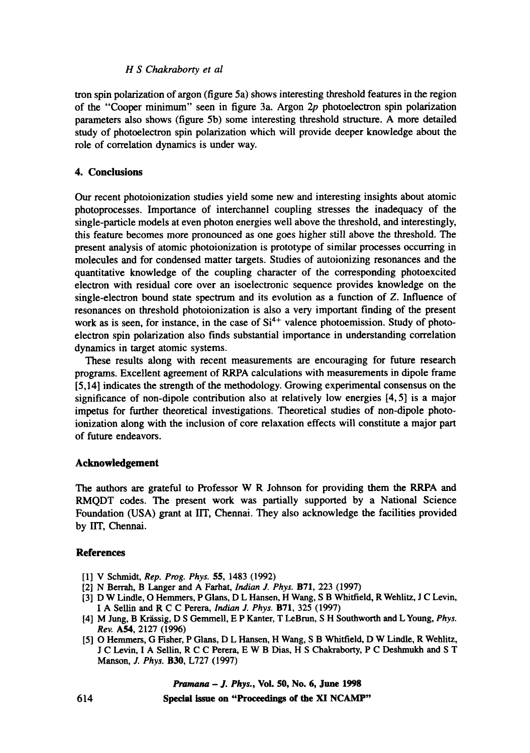tron spin polarization of argon (figure 5a) shows interesting threshold features in the region of the "Cooper minimum" seen in figure 3a. Argon $2p$ photoelectron spin polarization parameters also shows (figure 5b) some interesting threshold structure. A more detailed study of photoelectron spin polarization which will provide deeper knowledge about the role of correlation dynamics is under way.

## 4. Conclusions

Our recent photoionization studies yield some new and interesting insights about atomic photoprocesses. Importance of interchannel coupling stresses the inadequacy of the single-particle models at even photon energies well above the threshold, and interestingly, this feature becomes more pronounced as one goes higher still above the threshold. The present analysis of atomic photoionization is prototype of similar processes occurring in molecules and for condensed matter targets. Studies of autoionizing resonances and the quantitative knowledge of the coupling character of the corresponding photoexcited electron with residual core over an isoelectronic sequence provides knowledge on the single-electron bound state spectrum and its evolution as a function of Z. Influence of resonances on threshold photoionization is also a very important finding of the present work as is seen, for instance, in the case of $Si^{4+}$ valence photoemission. Study of photoelectron spin polarization also finds substantial importance in understanding correlation dynamics in target atomic systems.

These results along with recent measurements are encouraging for future research programs. Excellent agreement of RRPA calculations with measurements in dipole frame [5,14] indicates the strength of the methodology. Growing experimental consensus on the significance of non-dipole contribution also at relatively low energies [4,5] is a major impetus for further theoretical investigations. Theoretical studies of non-dipole photoionization along with the inclusion of core relaxation effects will constitute a major part of future endeavors.

## Acknowledgement

The authors are grateful to Professor W R Johnson for providing them the RRPA and RMQDT codes. The present work was partially supported by a National Science Foundation (USA) grant at IIT, Chennai. They also acknowledge the facilities provided by IIT, Chennai.

## References

[1] V Schmidt, *Rep. Prog. Phys.* **55**, 1483 (1992)

[2] N Berrah, B Langer and A Farhat, *Indian J. Phys.* **B71**, 223 (1997)

[3] D W Lindle, O Hemmers, P Glans, D L Hansen, H Wang, S B Whitfield, R Wehlitz, J C Levin, I A Sellin and R C C Perera, *Indian J. Phys.* **B71**, 325 (1997)

[4] M Jung, B Krässig, D S Gemmell, E P Kanter, T LeBrun, S H Southworth and L Young, *Phys. Rev.* **A54**, 2127 (1996)

[5] O Hemmers, G Fisher, P Glans, D L Hansen, H Wang, S B Whitfield, D W Lindle, R Wehlitz, J C Levin, I A Sellin, R C C Perera, E W B Dias, H S Chakraborty, P C Deshmukh and S T Manson, *J. Phys.* **B30**, L727 (1997)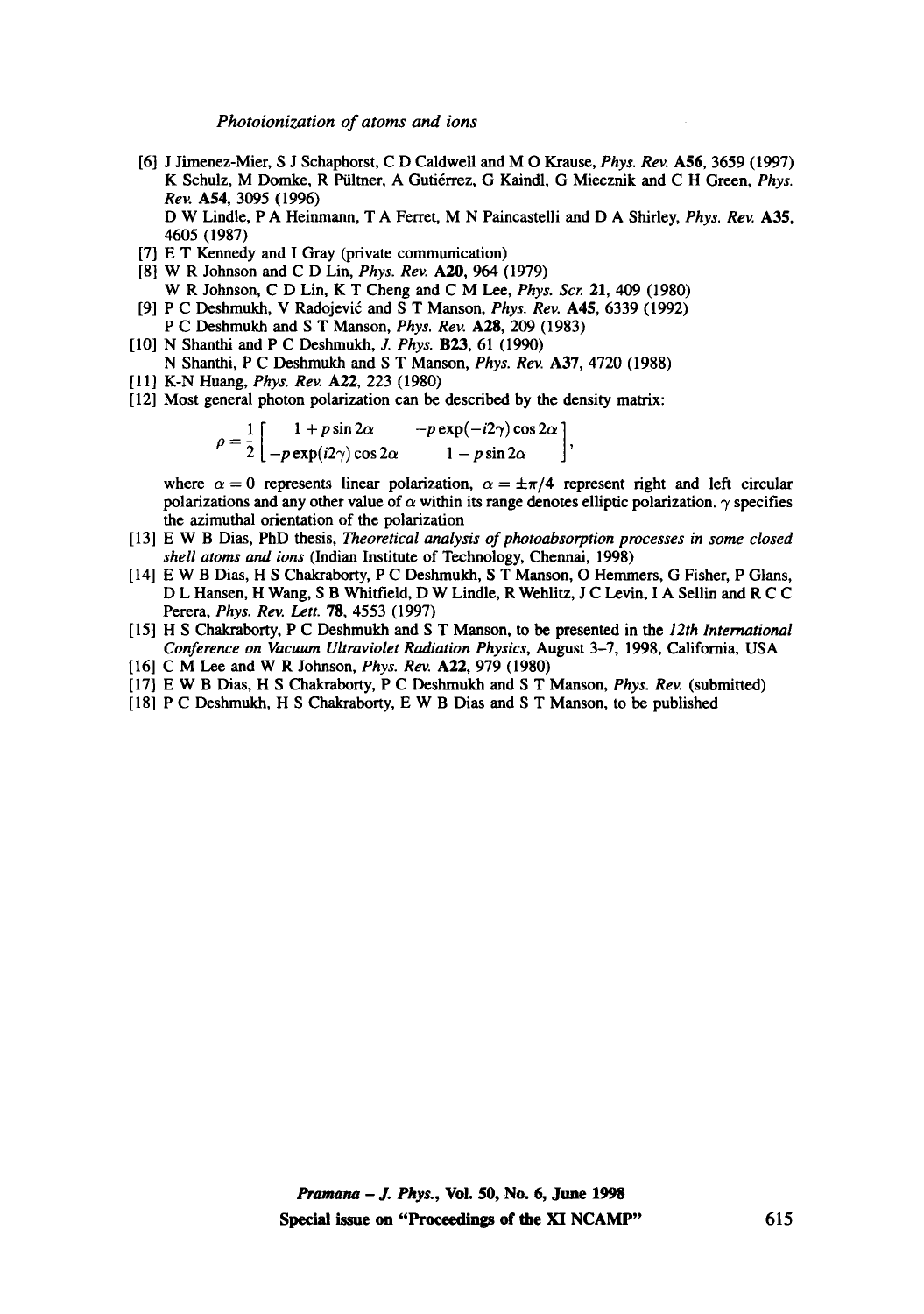[6] J Jimenez-Mier, S J Schaphorst, C D Caldwell and M O Krause, *Phys. Rev.* **A56**, 3659 (1997)
K Schulz, M Domke, R Püttner, A Gutiérrez, G Kaindl, G Miecznik and C H Green, *Phys. Rev.* **A54**, 3095 (1996)
D W Lindle, P A Heinmann, T A Ferret, M N Paincastelli and D A Shirley, *Phys. Rev.* **A35**, 4605 (1987)

[7] E T Kennedy and I Gray (private communication)

[8] W R Johnson and C D Lin, *Phys. Rev.* **A20**, 964 (1979)
W R Johnson, C D Lin, K T Cheng and C M Lee, *Phys. Scr.* **21**, 409 (1980)

[9] P C Deshmukh, V Radojević and S T Manson, *Phys. Rev.* **A45**, 6339 (1992)
P C Deshmukh and S T Manson, *Phys. Rev.* **A28**, 209 (1983)

[10] N Shanthi and P C Deshmukh, *J. Phys.* **B23**, 61 (1990)
N Shanthi, P C Deshmukh and S T Manson, *Phys. Rev.* **A37**, 4720 (1988)

[11] K-N Huang, *Phys. Rev.* **A22**, 223 (1980)

[12] Most general photon polarization can be described by the density matrix:

$$\rho = \frac{1}{2}\begin{bmatrix} 1 + p\sin 2\alpha & -p\exp(-i2\gamma)\cos 2\alpha \\ -p\exp(i2\gamma)\cos 2\alpha & 1 - p\sin 2\alpha \end{bmatrix},$$

where $\alpha = 0$ represents linear polarization, $\alpha = \pm\pi/4$ represent right and left circular polarizations and any other value of $\alpha$ within its range denotes elliptic polarization. $\gamma$ specifies the azimuthal orientation of the polarization

[13] E W B Dias, PhD thesis, *Theoretical analysis of photoabsorption processes in some closed shell atoms and ions* (Indian Institute of Technology, Chennai, 1998)

[14] E W B Dias, H S Chakraborty, P C Deshmukh, S T Manson, O Hemmers, G Fisher, P Glans, D L Hansen, H Wang, S B Whitfield, D W Lindle, R Wehlitz, J C Levin, I A Sellin and R C C Perera, *Phys. Rev. Lett.* **78**, 4553 (1997)

[15] H S Chakraborty, P C Deshmukh and S T Manson, to be presented in the *12th International Conference on Vacuum Ultraviolet Radiation Physics*, August 3–7, 1998, California, USA

[16] C M Lee and W R Johnson, *Phys. Rev.* **A22**, 979 (1980)

[17] E W B Dias, H S Chakraborty, P C Deshmukh and S T Manson, *Phys. Rev.* (submitted)

[18] P C Deshmukh, H S Chakraborty, E W B Dias and S T Manson, to be published